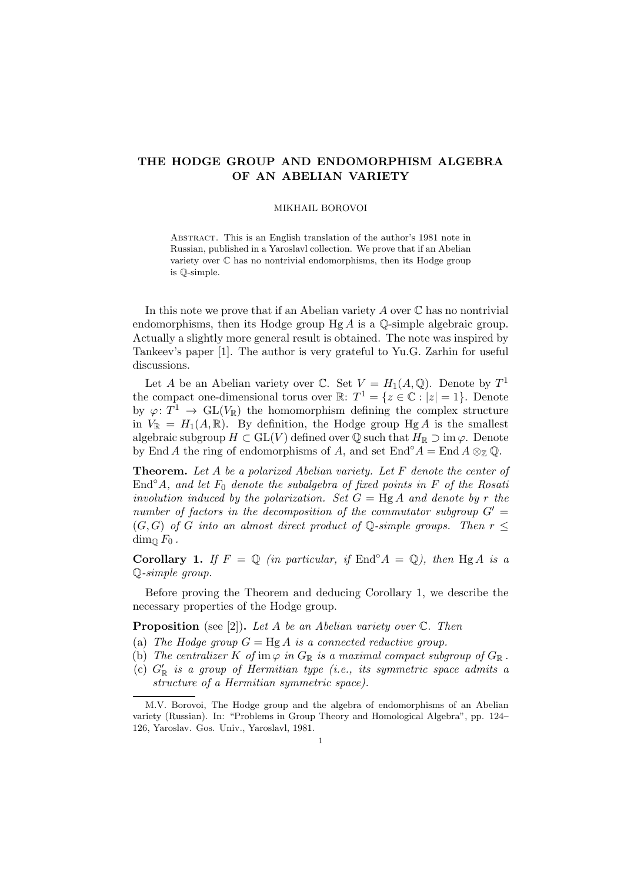# THE HODGE GROUP AND ENDOMORPHISM ALGEBRA OF AN ABELIAN VARIETY

MIKHAIL BOROVOI

Abstract. This is an English translation of the author's 1981 note in Russian, published in a Yaroslavl collection. We prove that if an Abelian variety over $\mathbb{C}$ has no nontrivial endomorphisms, then its Hodge group is $\mathbb{Q}$-simple.

In this note we prove that if an Abelian variety $A$ over $\mathbb{C}$ has no nontrivial endomorphisms, then its Hodge group $\operatorname{Hg} A$ is a $\mathbb{Q}$-simple algebraic group. Actually a slightly more general result is obtained. The note was inspired by Tankeev's paper [1]. The author is very grateful to Yu.G. Zarhin for useful discussions.

Let $A$ be an Abelian variety over $\mathbb{C}$. Set $V = H_1(A, \mathbb{Q})$. Denote by $T^1$ the compact one-dimensional torus over $\mathbb{R}$: $T^1 = \{z \in \mathbb{C} : |z| = 1\}$. Denote by $\varphi\colon T^1 \to \mathrm{GL}(V_\mathbb{R})$ the homomorphism defining the complex structure in $V_\mathbb{R} = H_1(A, \mathbb{R})$. By definition, the Hodge group $\operatorname{Hg} A$ is the smallest algebraic subgroup $H \subset \mathrm{GL}(V)$ defined over $\mathbb{Q}$ such that $H_\mathbb{R} \supset \operatorname{im} \varphi$. Denote by $\operatorname{End} A$ the ring of endomorphisms of $A$, and set $\operatorname{End}^\circ A = \operatorname{End} A \otimes_\mathbb{Z} \mathbb{Q}$.

**Theorem.** *Let $A$ be a polarized Abelian variety. Let $F$ denote the center of $\operatorname{End}^\circ A$, and let $F_0$ denote the subalgebra of fixed points in $F$ of the Rosati involution induced by the polarization. Set $G = \operatorname{Hg} A$ and denote by $r$ the number of factors in the decomposition of the commutator subgroup $G' = (G, G)$ of $G$ into an almost direct product of $\mathbb{Q}$-simple groups. Then $r \leq \dim_\mathbb{Q} F_0$.*

**Corollary 1.** *If $F = \mathbb{Q}$ (in particular, if $\operatorname{End}^\circ A = \mathbb{Q}$), then $\operatorname{Hg} A$ is a $\mathbb{Q}$-simple group.*

Before proving the Theorem and deducing Corollary 1, we describe the necessary properties of the Hodge group.

**Proposition** (see [2])**.** *Let $A$ be an Abelian variety over $\mathbb{C}$. Then*

(a) *The Hodge group $G = \operatorname{Hg} A$ is a connected reductive group.*

(b) *The centralizer $K$ of $\operatorname{im} \varphi$ in $G_\mathbb{R}$ is a maximal compact subgroup of $G_\mathbb{R}$.*

(c) *$G'_\mathbb{R}$ is a group of Hermitian type (i.e., its symmetric space admits a structure of a Hermitian symmetric space).*

---

M.V. Borovoi, The Hodge group and the algebra of endomorphisms of an Abelian variety (Russian). In: "Problems in Group Theory and Homological Algebra", pp. 124–126, Yaroslav. Gos. Univ., Yaroslavl, 1981.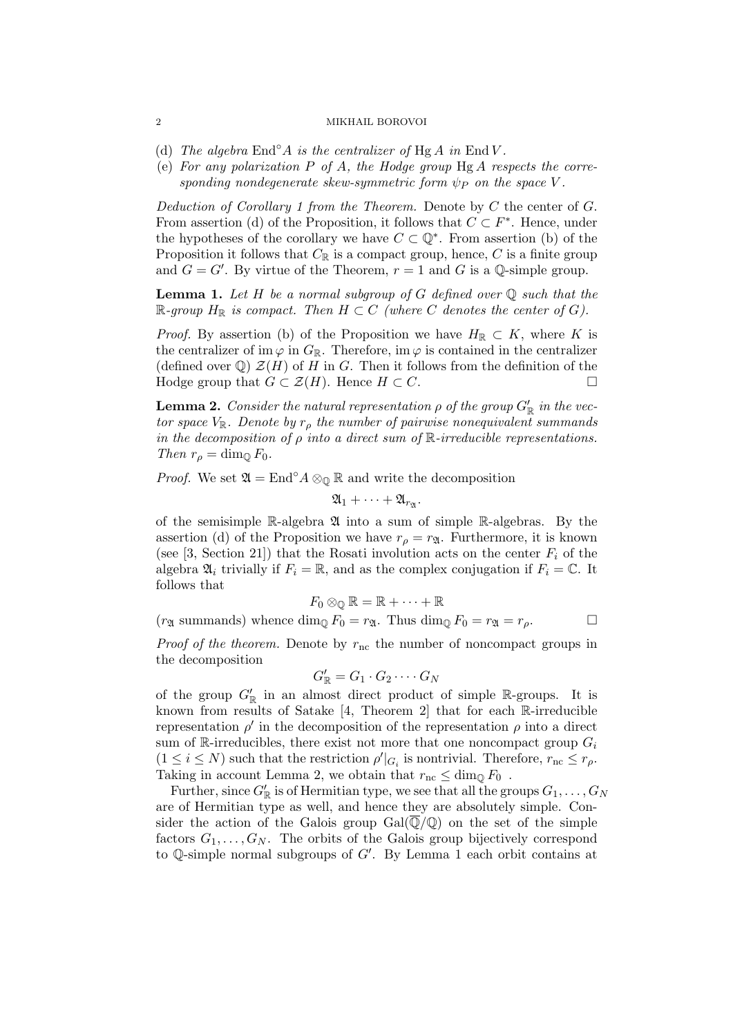(d) *The algebra* $\operatorname{End}^\circ A$ *is the centralizer of* $\operatorname{Hg} A$ *in* $\operatorname{End} V$.

(e) *For any polarization* $P$ *of* $A$, *the Hodge group* $\operatorname{Hg} A$ *respects the corresponding nondegenerate skew-symmetric form* $\psi_P$ *on the space* $V$.

*Deduction of Corollary 1 from the Theorem.* Denote by $C$ the center of $G$. From assertion (d) of the Proposition, it follows that $C \subset F^*$. Hence, under the hypotheses of the corollary we have $C \subset \mathbb{Q}^*$. From assertion (b) of the Proposition it follows that $C_\mathbb{R}$ is a compact group, hence, $C$ is a finite group and $G = G'$. By virtue of the Theorem, $r = 1$ and $G$ is a $\mathbb{Q}$-simple group.

**Lemma 1.** *Let* $H$ *be a normal subgroup of* $G$ *defined over* $\mathbb{Q}$ *such that the* $\mathbb{R}$*-group* $H_\mathbb{R}$ *is compact. Then* $H \subset C$ *(where* $C$ *denotes the center of* $G$*).*

*Proof.* By assertion (b) of the Proposition we have $H_\mathbb{R} \subset K$, where $K$ is the centralizer of $\operatorname{im} \varphi$ in $G_\mathbb{R}$. Therefore, $\operatorname{im} \varphi$ is contained in the centralizer (defined over $\mathbb{Q}$) $\mathcal{Z}(H)$ of $H$ in $G$. Then it follows from the definition of the Hodge group that $G \subset \mathcal{Z}(H)$. Hence $H \subset C$. □

**Lemma 2.** *Consider the natural representation* $\rho$ *of the group* $G'_\mathbb{R}$ *in the vector space* $V_\mathbb{R}$. *Denote by* $r_\rho$ *the number of pairwise nonequivalent summands in the decomposition of* $\rho$ *into a direct sum of* $\mathbb{R}$*-irreducible representations. Then* $r_\rho = \dim_\mathbb{Q} F_0$.

*Proof.* We set $\mathfrak{A} = \operatorname{End}^\circ A \otimes_\mathbb{Q} \mathbb{R}$ and write the decomposition

$$\mathfrak{A}_1 + \cdots + \mathfrak{A}_{r_\mathfrak{A}}.$$

of the semisimple $\mathbb{R}$-algebra $\mathfrak{A}$ into a sum of simple $\mathbb{R}$-algebras. By the assertion (d) of the Proposition we have $r_\rho = r_\mathfrak{A}$. Furthermore, it is known (see [3, Section 21]) that the Rosati involution acts on the center $F_i$ of the algebra $\mathfrak{A}_i$ trivially if $F_i = \mathbb{R}$, and as the complex conjugation if $F_i = \mathbb{C}$. It follows that

$$F_0 \otimes_\mathbb{Q} \mathbb{R} = \mathbb{R} + \cdots + \mathbb{R}$$

($r_\mathfrak{A}$ summands) whence $\dim_\mathbb{Q} F_0 = r_\mathfrak{A}$. Thus $\dim_\mathbb{Q} F_0 = r_\mathfrak{A} = r_\rho$. □

*Proof of the theorem.* Denote by $r_{\rm nc}$ the number of noncompact groups in the decomposition

$$G'_\mathbb{R} = G_1 \cdot G_2 \cdot \dots \cdot G_N$$

of the group $G'_\mathbb{R}$ in an almost direct product of simple $\mathbb{R}$-groups. It is known from results of Satake [4, Theorem 2] that for each $\mathbb{R}$-irreducible representation $\rho'$ in the decomposition of the representation $\rho$ into a direct sum of $\mathbb{R}$-irreducibles, there exist not more that one noncompact group $G_i$ ($1 \le i \le N$) such that the restriction $\rho'|_{G_i}$ is nontrivial. Therefore, $r_{\rm nc} \le r_\rho$. Taking in account Lemma 2, we obtain that $r_{\rm nc} \le \dim_\mathbb{Q} F_0$ .

Further, since $G'_\mathbb{R}$ is of Hermitian type, we see that all the groups $G_1, \dots, G_N$ are of Hermitian type as well, and hence they are absolutely simple. Consider the action of the Galois group $\operatorname{Gal}(\overline{\mathbb{Q}}/\mathbb{Q})$ on the set of the simple factors $G_1, \dots, G_N$. The orbits of the Galois group bijectively correspond to $\mathbb{Q}$-simple normal subgroups of $G'$. By Lemma 1 each orbit contains at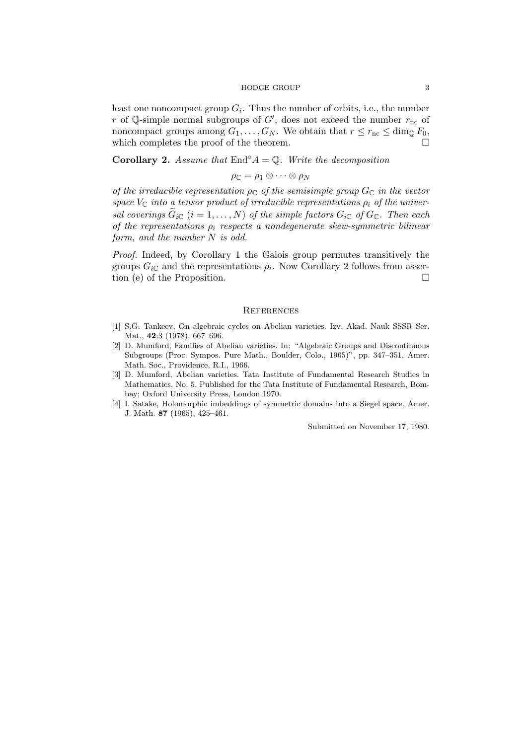least one noncompact group $G_i$. Thus the number of orbits, i.e., the number $r$ of $\mathbb{Q}$-simple normal subgroups of $G'$, does not exceed the number $r_{\text{nc}}$ of noncompact groups among $G_1, \ldots, G_N$. We obtain that $r \le r_{\text{nc}} \le \dim_{\mathbb{Q}} F_0$, which completes the proof of the theorem. □

**Corollary 2.** *Assume that* $\operatorname{End}^\circ A = \mathbb{Q}$. *Write the decomposition*

$$\rho_{\mathbb{C}} = \rho_1 \otimes \cdots \otimes \rho_N$$

*of the irreducible representation* $\rho_{\mathbb{C}}$ *of the semisimple group* $G_{\mathbb{C}}$ *in the vector space* $V_{\mathbb{C}}$ *into a tensor product of irreducible representations* $\rho_i$ *of the universal coverings* $\widetilde{G}_{i\mathbb{C}}$ $(i = 1, \ldots, N)$ *of the simple factors* $G_{i\mathbb{C}}$ *of* $G_{\mathbb{C}}$. *Then each of the representations* $\rho_i$ *respects a nondegenerate skew-symmetric bilinear form, and the number* $N$ *is odd.*

*Proof.* Indeed, by Corollary 1 the Galois group permutes transitively the groups $G_{i\mathbb{C}}$ and the representations $\rho_i$. Now Corollary 2 follows from assertion (e) of the Proposition. □

## References

[1] S.G. Tankeev, On algebraic cycles on Abelian varieties. Izv. Akad. Nauk SSSR Ser. Mat., **42**:3 (1978), 667–696.

[2] D. Mumford, Families of Abelian varieties. In: "Algebraic Groups and Discontinuous Subgroups (Proc. Sympos. Pure Math., Boulder, Colo., 1965)", pp. 347–351, Amer. Math. Soc., Providence, R.I., 1966.

[3] D. Mumford, Abelian varieties. Tata Institute of Fundamental Research Studies in Mathematics, No. 5, Published for the Tata Institute of Fundamental Research, Bombay; Oxford University Press, London 1970.

[4] I. Satake, Holomorphic imbeddings of symmetric domains into a Siegel space. Amer. J. Math. **87** (1965), 425–461.

Submitted on November 17, 1980.